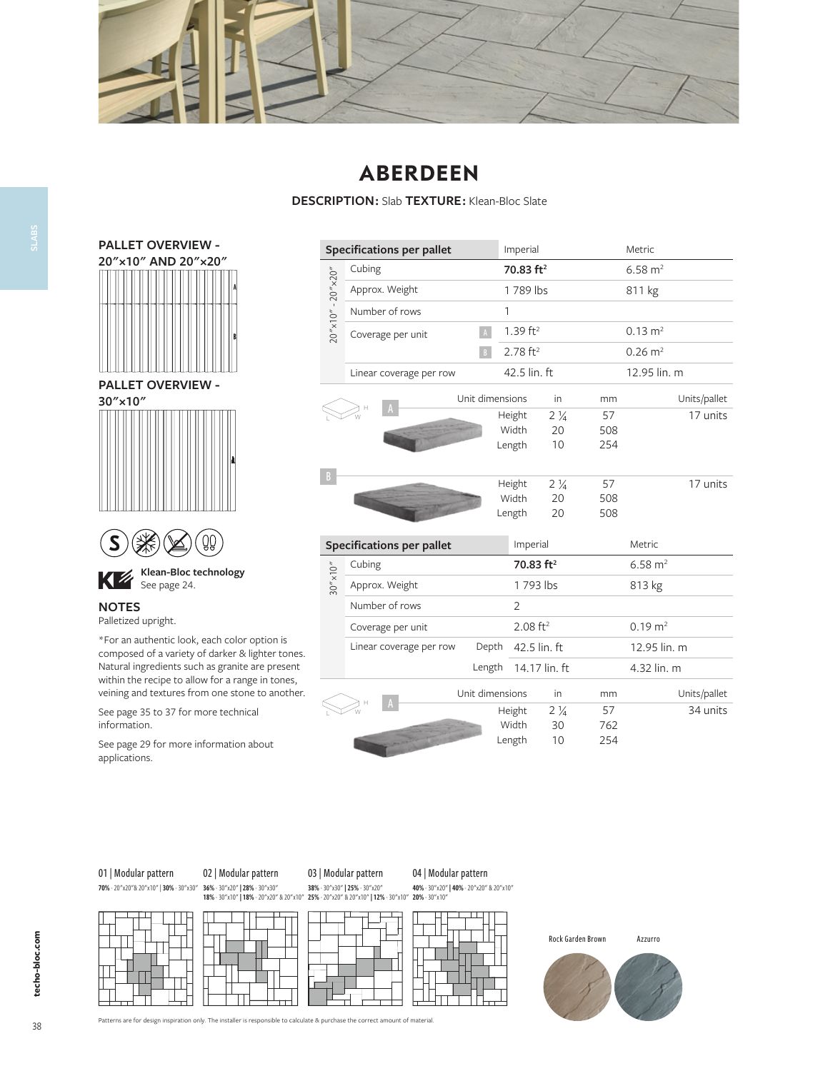# ABERDEEN

**DESCRIPTION:** Slab **TEXTURE:** Klean-Bloc Slate

## PALLET OVERVIEW - 20″×10″ AND 20″×20″

## PALLET OVERVIEW - 30″×10″

**Klean-Bloc technology**
See page 24.

### NOTES

Palletized upright.

*For an authentic look, each color option is composed of a variety of darker & lighter tones. Natural ingredients such as granite are present within the recipe to allow for a range in tones, veining and textures from one stone to another.

See page 35 to 37 for more technical information.

See page 29 for more information about applications.

| Specifications per pallet | | | Imperial | Metric |
|---|---|---|---|---|
| 20″×10″ - 20″×20″ | Cubing | | **70.83 ft²** | 6.58 m² |
| | Approx. Weight | | 1 789 lbs | 811 kg |
| | Number of rows | | 1 | |
| | Coverage per unit | A | 1.39 ft² | 0.13 m² |
| | | B | 2.78 ft² | 0.26 m² |
| | Linear coverage per row | | 42.5 lin. ft | 12.95 lin. m |

| | Unit dimensions | in | mm | Units/pallet |
|---|---|---|---|---|
| A | Height | 2 ¼ | 57 | 17 units |
| | Width | 20 | 508 | |
| | Length | 10 | 254 | |
| B | Height | 2 ¼ | 57 | 17 units |
| | Width | 20 | 508 | |
| | Length | 20 | 508 | |

| Specifications per pallet | | | Imperial | Metric |
|---|---|---|---|---|
| 30″×10″ | Cubing | | **70.83 ft²** | 6.58 m² |
| | Approx. Weight | | 1 793 lbs | 813 kg |
| | Number of rows | | 2 | |
| | Coverage per unit | | 2.08 ft² | 0.19 m² |
| | Linear coverage per row | Depth | 42.5 lin. ft | 12.95 lin. m |
| | | Length | 14.17 lin. ft | 4.32 lin. m |

| | Unit dimensions | in | mm | Units/pallet |
|---|---|---|---|---|
| A | Height | 2 ¼ | 57 | 34 units |
| | Width | 30 | 762 | |
| | Length | 10 | 254 | |

**01 | Modular pattern**
**70%** - 20″x20″& 20″x10″ | **30%** - 30″x30″

**02 | Modular pattern**
**36%** - 30″x20″ | **28%** - 30″x30″
**18%** - 30″x10″ | **18%** - 20″x20″ & 20″x10″

**03 | Modular pattern**
**38%** - 30″x30″ | **25%** - 30″x20″
**25%** - 20″x20″ & 20″x10″ | **12%** - 30″x10″

**04 | Modular pattern**
**40%** - 30″x20″ | **40%** - 20″x20″ & 20″x10″
**20%** - 30″x10″

Rock Garden Brown

Azzurro

Patterns are for design inspiration only. The installer is responsible to calculate & purchase the correct amount of material.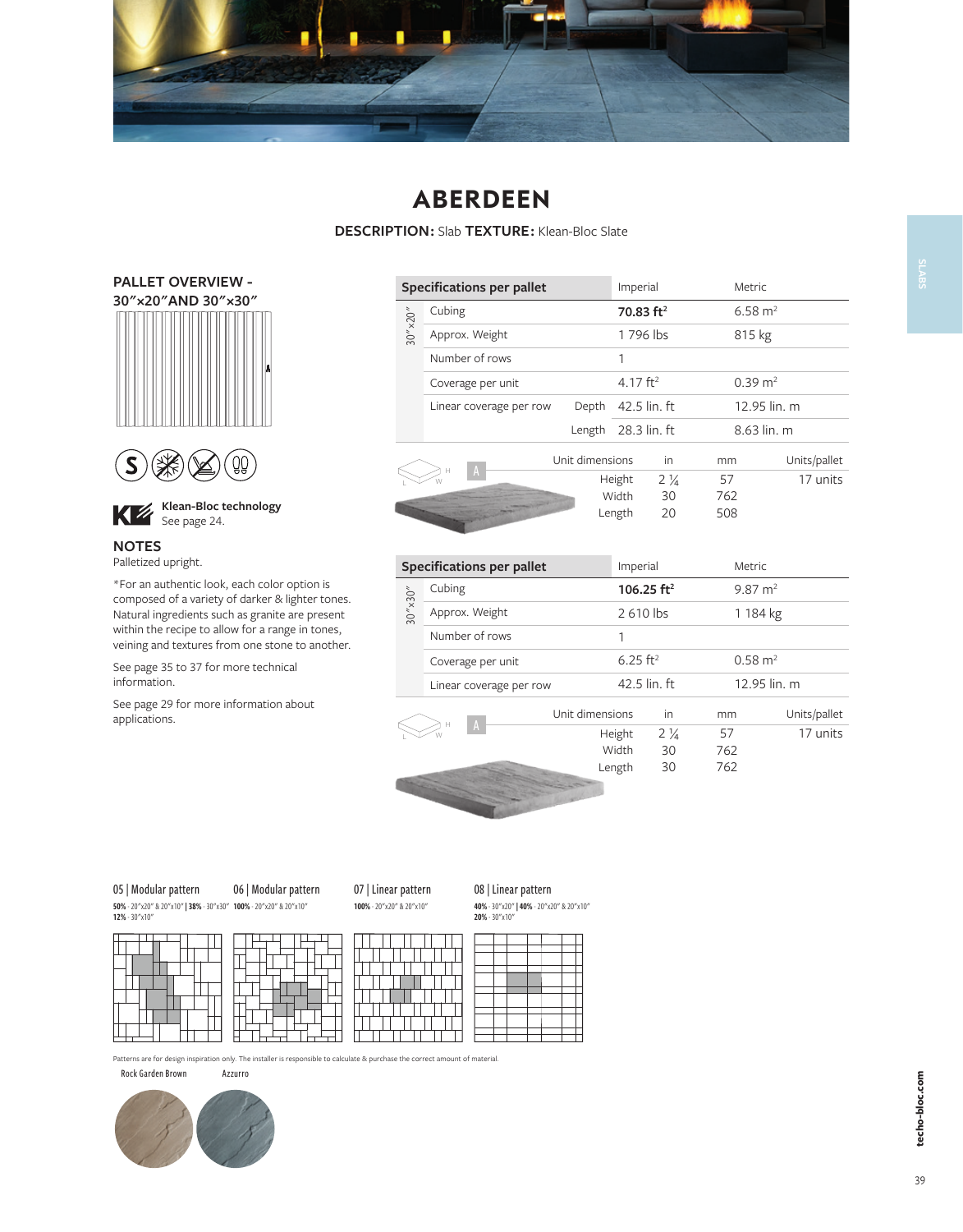# ABERDEEN

**DESCRIPTION:** Slab **TEXTURE:** Klean-Bloc Slate

## PALLET OVERVIEW - 30″×20″AND 30″×30″

**Klean-Bloc technology**
See page 24.

### NOTES

Palletized upright.

*For an authentic look, each color option is composed of a variety of darker & lighter tones. Natural ingredients such as granite are present within the recipe to allow for a range in tones, veining and textures from one stone to another.

See page 35 to 37 for more technical information.

See page 29 for more information about applications.

| Specifications per pallet | | | Imperial | Metric |
|---|---|---|---|---|
| 30″×20″ | Cubing | | **70.83 ft²** | 6.58 m² |
| | Approx. Weight | | 1 796 lbs | 815 kg |
| | Number of rows | | 1 | |
| | Coverage per unit | | 4.17 ft² | 0.39 m² |
| | Linear coverage per row | Depth | 42.5 lin. ft | 12.95 lin. m |
| | | Length | 28.3 lin. ft | 8.63 lin. m |

| A - Unit dimensions | in | mm | Units/pallet |
|---|---|---|---|
| Height | 2 ¼ | 57 | 17 units |
| Width | 30 | 762 | |
| Length | 20 | 508 | |

| Specifications per pallet | | Imperial | Metric |
|---|---|---|---|
| 30″×30″ | Cubing | **106.25 ft²** | 9.87 m² |
| | Approx. Weight | 2 610 lbs | 1 184 kg |
| | Number of rows | 1 | |
| | Coverage per unit | 6.25 ft² | 0.58 m² |
| | Linear coverage per row | 42.5 lin. ft | 12.95 lin. m |

| A - Unit dimensions | in | mm | Units/pallet |
|---|---|---|---|
| Height | 2 ¼ | 57 | 17 units |
| Width | 30 | 762 | |
| Length | 30 | 762 | |

**05 | Modular pattern**
**50%** - 20″x20″ & 20″x10″ | **38%** - 30″x30″ **12%** - 30″x10″

**06 | Modular pattern**
**100%** - 20″x20″ & 20″x10″

**07 | Linear pattern**
**100%** - 20″x20″ & 20″x10″

**08 | Linear pattern**
**40%** - 30″x20″ | **40%** - 20″x20″ & 20″x10″ **20%** - 30″x10″

Patterns are for design inspiration only. The installer is responsible to calculate & purchase the correct amount of material.

Rock Garden Brown

Azzurro